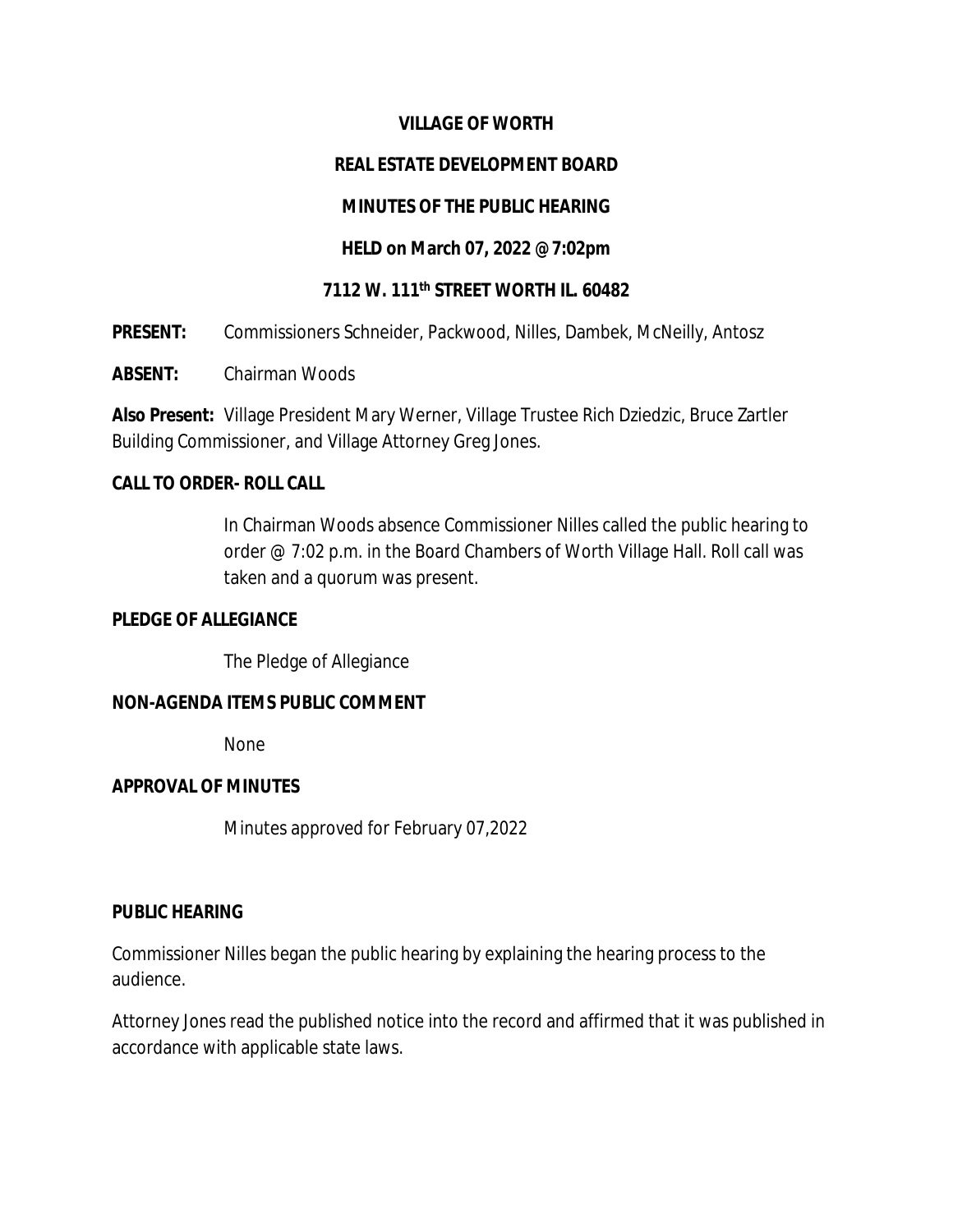**VILLAGE OF WORTH**

**REAL ESTATE DEVELOPMENT BOARD**

**MINUTES OF THE PUBLIC HEARING**

**HELD on March 07, 2022 @ 7:02pm**

**7112 W. 111th STREET WORTH IL. 60482**

**PRESENT:** Commissioners Schneider, Packwood, Nilles, Dambek, McNeilly, Antosz

**ABSENT:** Chairman Woods

**Also Present:** Village President Mary Werner, Village Trustee Rich Dziedzic, Bruce Zartler Building Commissioner, and Village Attorney Greg Jones.

**CALL TO ORDER- ROLL CALL**

In Chairman Woods absence Commissioner Nilles called the public hearing to order @ 7:02 p.m. in the Board Chambers of Worth Village Hall. Roll call was taken and a quorum was present.

**PLEDGE OF ALLEGIANCE**

The Pledge of Allegiance

**NON-AGENDA ITEMS PUBLIC COMMENT**

None

**APPROVAL OF MINUTES**

Minutes approved for February 07,2022

**PUBLIC HEARING**

Commissioner Nilles began the public hearing by explaining the hearing process to the audience.

Attorney Jones read the published notice into the record and affirmed that it was published in accordance with applicable state laws.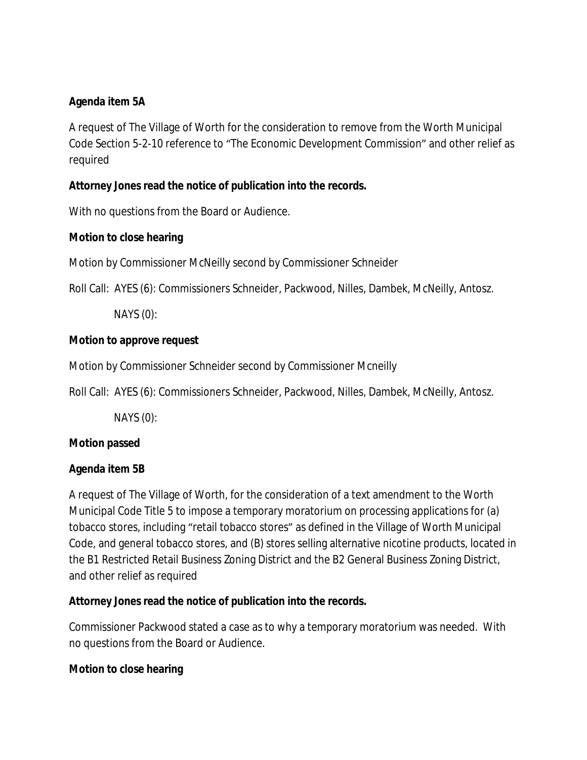**Agenda item 5A**

A request of The Village of Worth for the consideration to remove from the Worth Municipal Code Section 5-2-10 reference to "The Economic Development Commission" and other relief as required

**Attorney Jones read the notice of publication into the records.**

With no questions from the Board or Audience.

**Motion to close hearing**

Motion by Commissioner McNeilly second by Commissioner Schneider

Roll Call: AYES (6): Commissioners Schneider, Packwood, Nilles, Dambek, McNeilly, Antosz.

NAYS (0):

**Motion to approve request**

Motion by Commissioner Schneider second by Commissioner Mcneilly

Roll Call: AYES (6): Commissioners Schneider, Packwood, Nilles, Dambek, McNeilly, Antosz.

NAYS (0):

**Motion passed**

**Agenda item 5B**

A request of The Village of Worth, for the consideration of a text amendment to the Worth Municipal Code Title 5 to impose a temporary moratorium on processing applications for (a) tobacco stores, including "retail tobacco stores" as defined in the Village of Worth Municipal Code, and general tobacco stores, and (B) stores selling alternative nicotine products, located in the B1 Restricted Retail Business Zoning District and the B2 General Business Zoning District, and other relief as required

**Attorney Jones read the notice of publication into the records.**

Commissioner Packwood stated a case as to why a temporary moratorium was needed. With no questions from the Board or Audience.

**Motion to close hearing**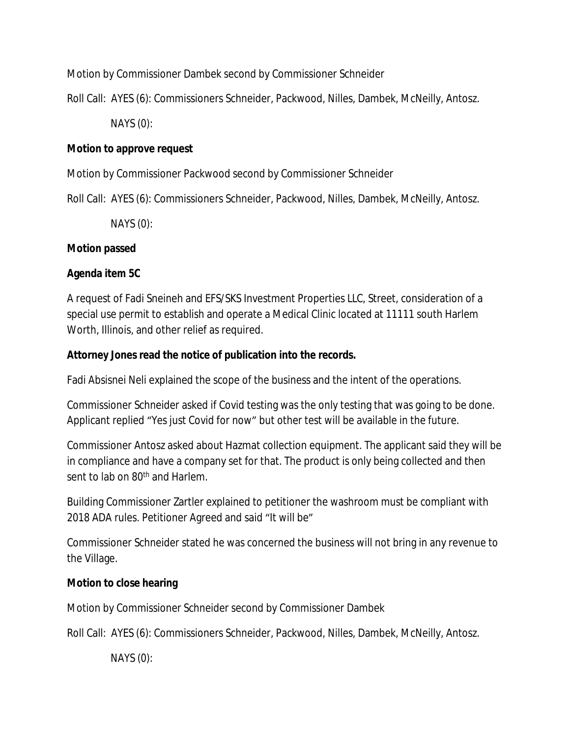Motion by Commissioner Dambek second by Commissioner Schneider

Roll Call: AYES (6): Commissioners Schneider, Packwood, Nilles, Dambek, McNeilly, Antosz.

NAYS (0):

**Motion to approve request**

Motion by Commissioner Packwood second by Commissioner Schneider

Roll Call: AYES (6): Commissioners Schneider, Packwood, Nilles, Dambek, McNeilly, Antosz.

NAYS (0):

**Motion passed**

**Agenda item 5C**

A request of Fadi Sneineh and EFS/SKS Investment Properties LLC, Street, consideration of a special use permit to establish and operate a Medical Clinic located at 11111 south Harlem Worth, Illinois, and other relief as required.

**Attorney Jones read the notice of publication into the records.**

Fadi Absisnei Neli explained the scope of the business and the intent of the operations.

Commissioner Schneider asked if Covid testing was the only testing that was going to be done. Applicant replied "Yes just Covid for now" but other test will be available in the future.

Commissioner Antosz asked about Hazmat collection equipment. The applicant said they will be in compliance and have a company set for that. The product is only being collected and then sent to lab on 80th and Harlem.

Building Commissioner Zartler explained to petitioner the washroom must be compliant with 2018 ADA rules. Petitioner Agreed and said "It will be"

Commissioner Schneider stated he was concerned the business will not bring in any revenue to the Village.

**Motion to close hearing**

Motion by Commissioner Schneider second by Commissioner Dambek

Roll Call: AYES (6): Commissioners Schneider, Packwood, Nilles, Dambek, McNeilly, Antosz.

NAYS (0):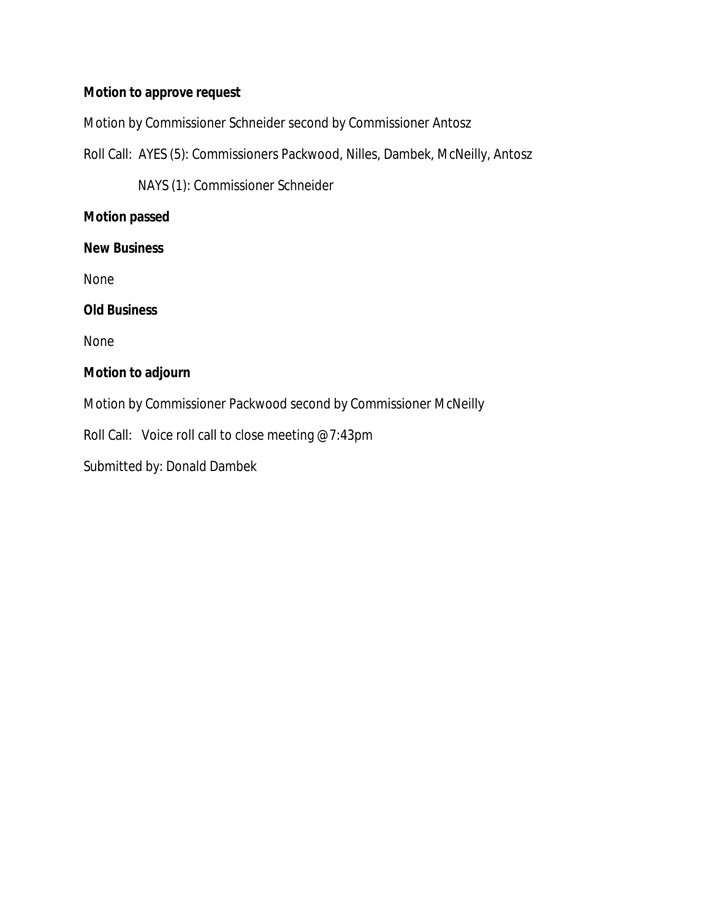**Motion to approve request**

Motion by Commissioner Schneider second by Commissioner Antosz

Roll Call: AYES (5): Commissioners Packwood, Nilles, Dambek, McNeilly, Antosz

NAYS (1): Commissioner Schneider

**Motion passed**

**New Business**

None

**Old Business**

None

**Motion to adjourn**

Motion by Commissioner Packwood second by Commissioner McNeilly

Roll Call: Voice roll call to close meeting @7:43pm

Submitted by: Donald Dambek